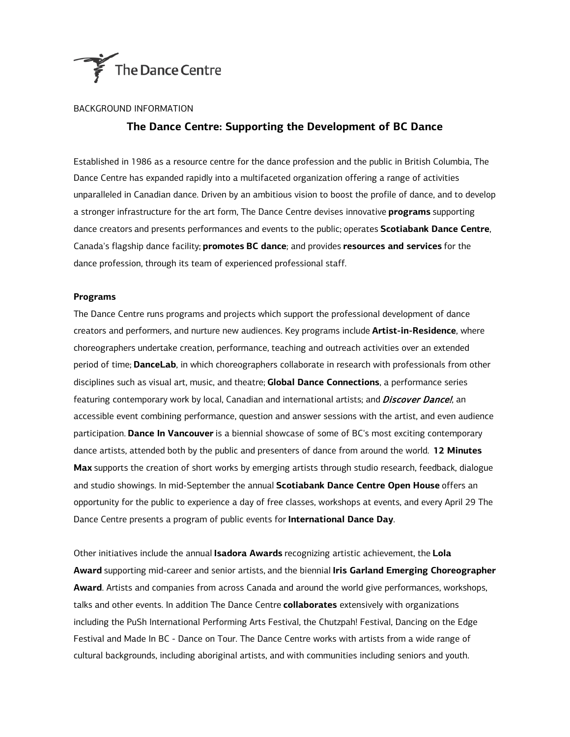The Dance Centre

BACKGROUND INFORMATION

## The Dance Centre: Supporting the Development of BC Dance

Established in 1986 as a resource centre for the dance profession and the public in British Columbia, The Dance Centre has expanded rapidly into a multifaceted organization offering a range of activities unparalleled in Canadian dance. Driven by an ambitious vision to boost the profile of dance, and to develop a stronger infrastructure for the art form, The Dance Centre devises innovative **programs** supporting dance creators and presents performances and events to the public; operates **Scotiabank Dance Centre**, Canada's flagship dance facility; **promotes BC dance**; and provides **resources and services** for the dance profession, through its team of experienced professional staff.

**Programs**

The Dance Centre runs programs and projects which support the professional development of dance creators and performers, and nurture new audiences. Key programs include **Artist-in-Residence**, where choreographers undertake creation, performance, teaching and outreach activities over an extended period of time; **DanceLab**, in which choreographers collaborate in research with professionals from other disciplines such as visual art, music, and theatre; **Global Dance Connections**, a performance series featuring contemporary work by local, Canadian and international artists; and ***Discover Dance!***, an accessible event combining performance, question and answer sessions with the artist, and even audience participation. **Dance In Vancouver** is a biennial showcase of some of BC's most exciting contemporary dance artists, attended both by the public and presenters of dance from around the world. **12 Minutes Max** supports the creation of short works by emerging artists through studio research, feedback, dialogue and studio showings. In mid-September the annual **Scotiabank Dance Centre Open House** offers an opportunity for the public to experience a day of free classes, workshops at events, and every April 29 The Dance Centre presents a program of public events for **International Dance Day**.

Other initiatives include the annual **Isadora Awards** recognizing artistic achievement, the **Lola Award** supporting mid-career and senior artists, and the biennial **Iris Garland Emerging Choreographer Award**. Artists and companies from across Canada and around the world give performances, workshops, talks and other events. In addition The Dance Centre **collaborates** extensively with organizations including the PuSh International Performing Arts Festival, the Chutzpah! Festival, Dancing on the Edge Festival and Made In BC - Dance on Tour. The Dance Centre works with artists from a wide range of cultural backgrounds, including aboriginal artists, and with communities including seniors and youth.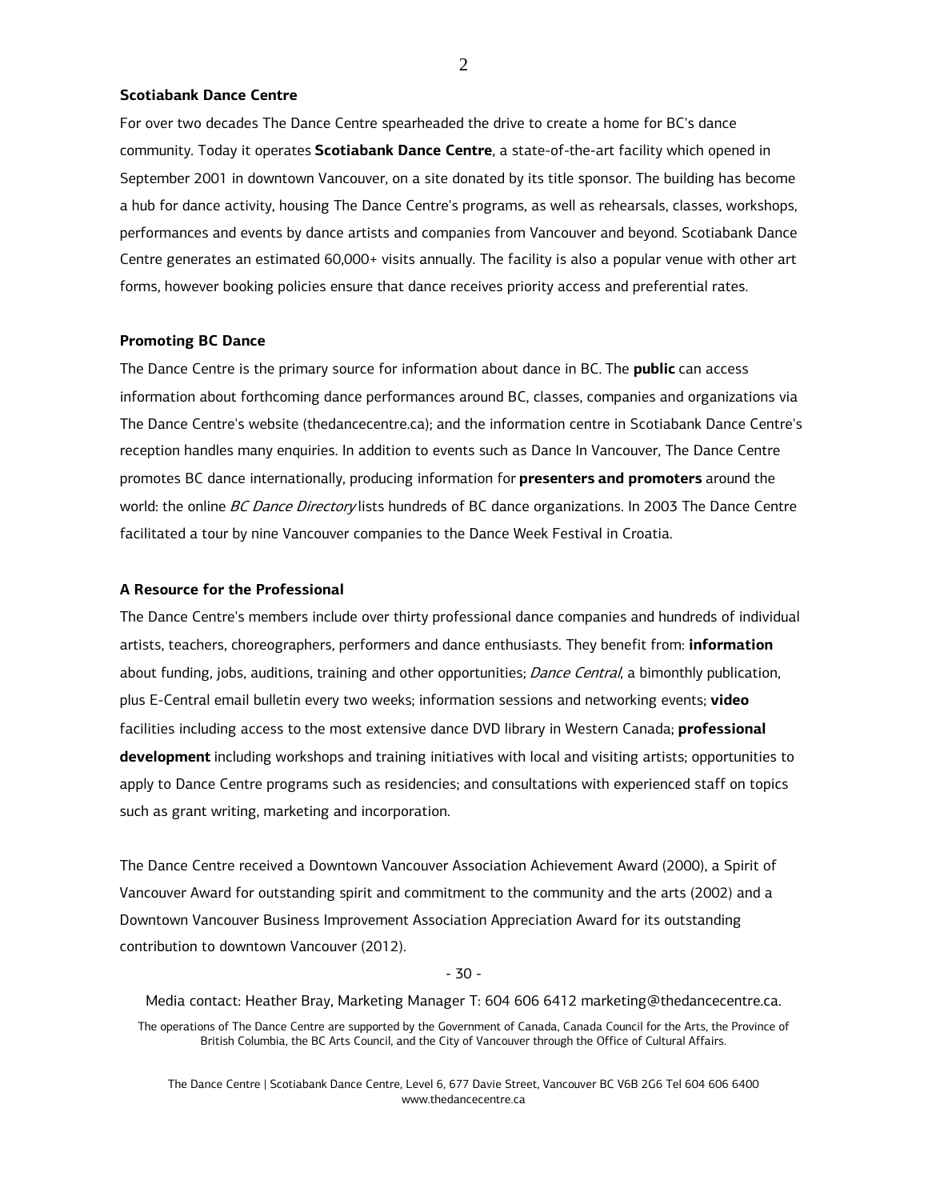**Scotiabank Dance Centre**

For over two decades The Dance Centre spearheaded the drive to create a home for BC's dance community. Today it operates **Scotiabank Dance Centre**, a state-of-the-art facility which opened in September 2001 in downtown Vancouver, on a site donated by its title sponsor. The building has become a hub for dance activity, housing The Dance Centre's programs, as well as rehearsals, classes, workshops, performances and events by dance artists and companies from Vancouver and beyond. Scotiabank Dance Centre generates an estimated 60,000+ visits annually. The facility is also a popular venue with other art forms, however booking policies ensure that dance receives priority access and preferential rates.

**Promoting BC Dance**

The Dance Centre is the primary source for information about dance in BC. The **public** can access information about forthcoming dance performances around BC, classes, companies and organizations via The Dance Centre's website (thedancecentre.ca); and the information centre in Scotiabank Dance Centre's reception handles many enquiries. In addition to events such as Dance In Vancouver, The Dance Centre promotes BC dance internationally, producing information for **presenters and promoters** around the world: the online *BC Dance Directory* lists hundreds of BC dance organizations. In 2003 The Dance Centre facilitated a tour by nine Vancouver companies to the Dance Week Festival in Croatia.

**A Resource for the Professional**

The Dance Centre's members include over thirty professional dance companies and hundreds of individual artists, teachers, choreographers, performers and dance enthusiasts. They benefit from: **information** about funding, jobs, auditions, training and other opportunities; *Dance Central*, a bimonthly publication, plus E-Central email bulletin every two weeks; information sessions and networking events; **video** facilities including access to the most extensive dance DVD library in Western Canada; **professional development** including workshops and training initiatives with local and visiting artists; opportunities to apply to Dance Centre programs such as residencies; and consultations with experienced staff on topics such as grant writing, marketing and incorporation.

The Dance Centre received a Downtown Vancouver Association Achievement Award (2000), a Spirit of Vancouver Award for outstanding spirit and commitment to the community and the arts (2002) and a Downtown Vancouver Business Improvement Association Appreciation Award for its outstanding contribution to downtown Vancouver (2012).

- 30 -

Media contact: Heather Bray, Marketing Manager T: 604 606 6412 marketing@thedancecentre.ca.

The operations of The Dance Centre are supported by the Government of Canada, Canada Council for the Arts, the Province of British Columbia, the BC Arts Council, and the City of Vancouver through the Office of Cultural Affairs.

The Dance Centre | Scotiabank Dance Centre, Level 6, 677 Davie Street, Vancouver BC V6B 2G6 Tel 604 606 6400 www.thedancecentre.ca